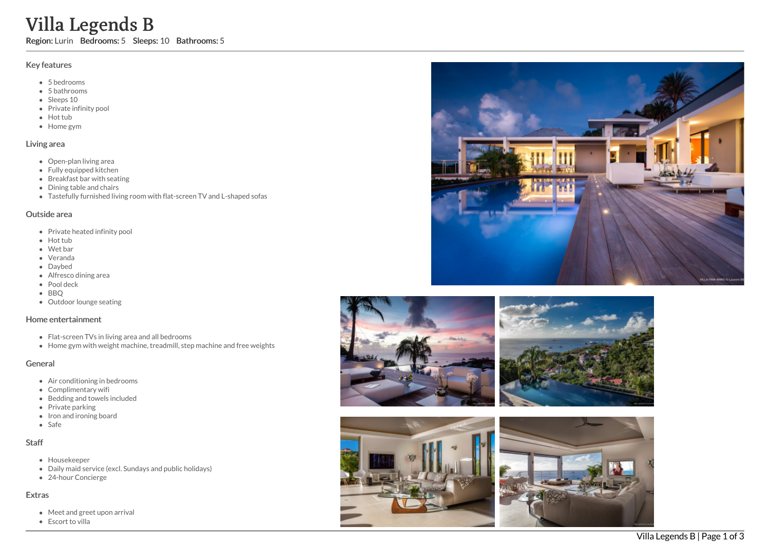# Villa Legends B

**Region:** Lurin **Bedrooms:** 5 **Sleeps:** 10 **Bathrooms:** 5

## Key features

- 5 bedrooms
- 5 bathrooms
- Sleeps 10
- Private infinity pool
- Hot tub
- Home gym

## Living area

- Open-plan living area
- Fully equipped kitchen
- Breakfast bar with seating
- Dining table and chairs
- Tastefully furnished living room with flat-screen TV and L-shaped sofas

## Outside area

- Private heated infinity pool
- Hot tub
- Wet bar
- Veranda
- Daybed
- Alfresco dining area
- Pool deck
- BBQ
- Outdoor lounge seating

## Home entertainment

- Flat-screen TVs in living area and all bedrooms
- Home gym with weight machine, treadmill, step machine and free weights

## General

- Air conditioning in bedrooms
- Complimentary wifi
- Bedding and towels included
- Private parking
- Iron and ironing board
- Safe

## Staff

- Housekeeper
- Daily maid service (excl. Sundays and public holidays)
- 24-hour Concierge

## Extras

- Meet and greet upon arrival
- Escort to villa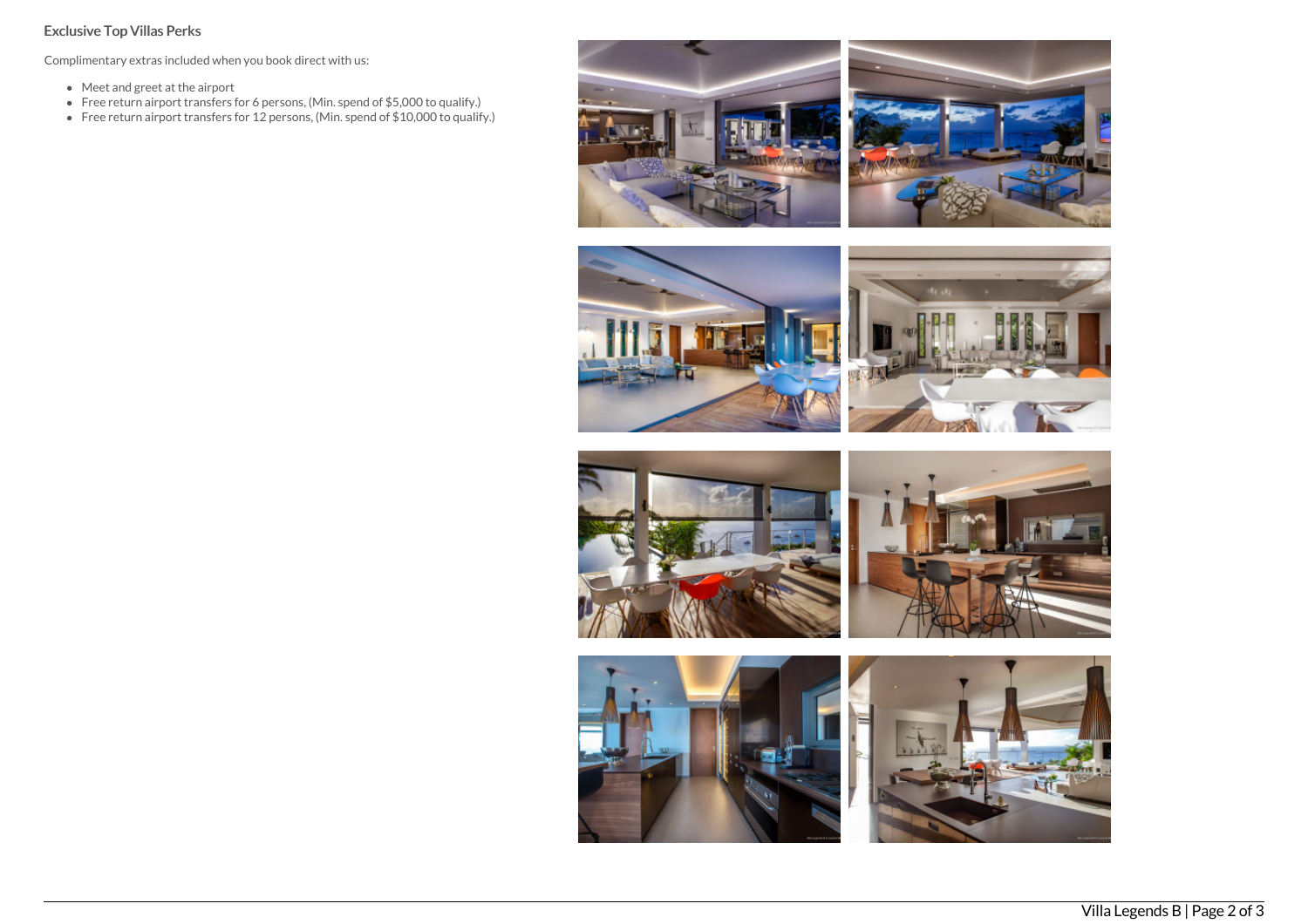### Exclusive Top Villas Perks

Complimentary extras included when you book direct with us:

- Meet and greet at the airport
- Free return airport transfers for 6 persons, (Min. spend of $5,000 to qualify.)
- Free return airport transfers for 12 persons, (Min. spend of $10,000 to qualify.)